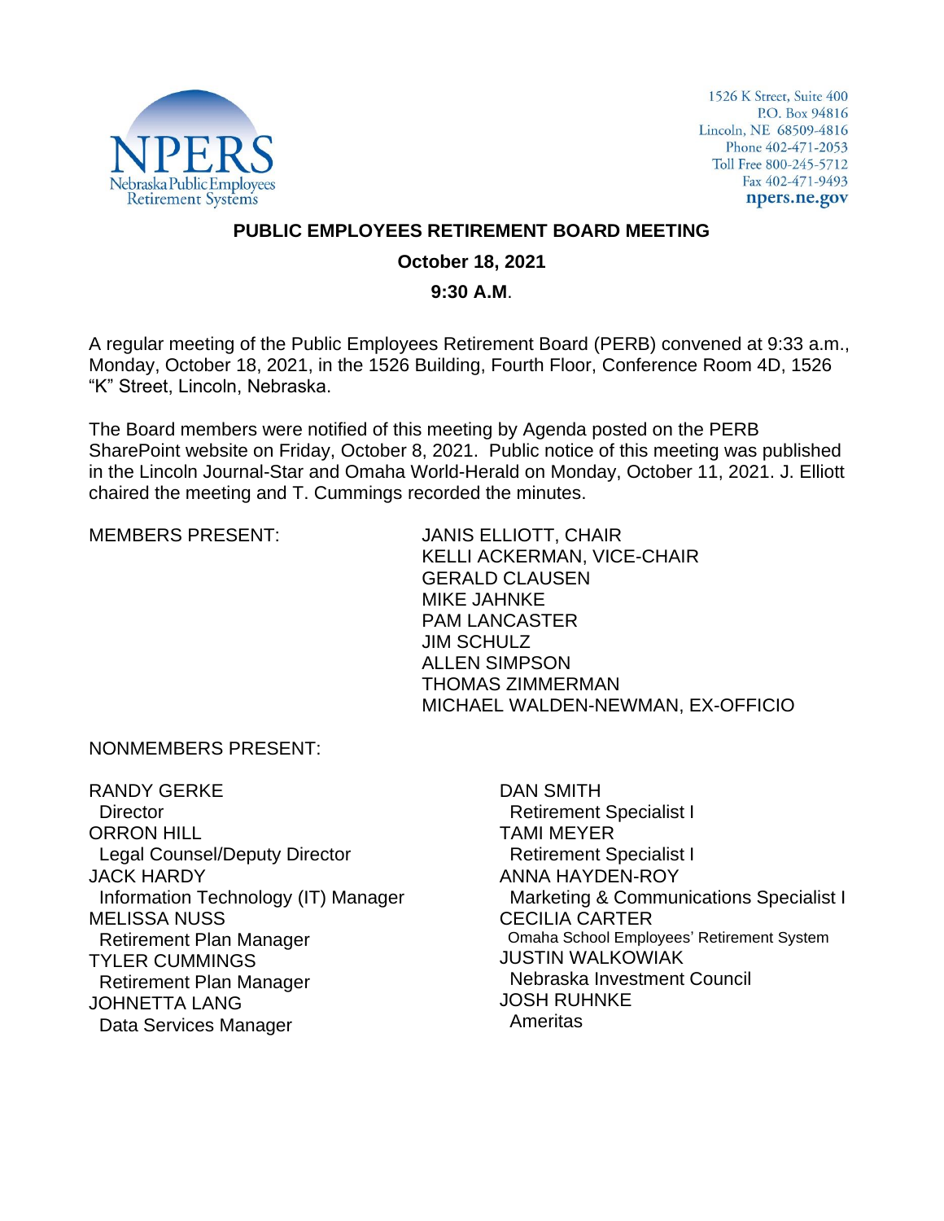NPERS
Nebraska Public Employees
Retirement Systems

1526 K Street, Suite 400
P.O. Box 94816
Lincoln, NE 68509-4816
Phone 402-471-2053
Toll Free 800-245-5712
Fax 402-471-9493
npers.ne.gov

# PUBLIC EMPLOYEES RETIREMENT BOARD MEETING

**October 18, 2021**

**9:30 A.M.**

A regular meeting of the Public Employees Retirement Board (PERB) convened at 9:33 a.m., Monday, October 18, 2021, in the 1526 Building, Fourth Floor, Conference Room 4D, 1526 "K" Street, Lincoln, Nebraska.

The Board members were notified of this meeting by Agenda posted on the PERB SharePoint website on Friday, October 8, 2021. Public notice of this meeting was published in the Lincoln Journal-Star and Omaha World-Herald on Monday, October 11, 2021. J. Elliott chaired the meeting and T. Cummings recorded the minutes.

MEMBERS PRESENT:

JANIS ELLIOTT, CHAIR
KELLI ACKERMAN, VICE-CHAIR
GERALD CLAUSEN
MIKE JAHNKE
PAM LANCASTER
JIM SCHULZ
ALLEN SIMPSON
THOMAS ZIMMERMAN
MICHAEL WALDEN-NEWMAN, EX-OFFICIO

NONMEMBERS PRESENT:

RANDY GERKE
Director
ORRON HILL
Legal Counsel/Deputy Director
JACK HARDY
Information Technology (IT) Manager
MELISSA NUSS
Retirement Plan Manager
TYLER CUMMINGS
Retirement Plan Manager
JOHNETTA LANG
Data Services Manager
DAN SMITH
Retirement Specialist I
TAMI MEYER
Retirement Specialist I
ANNA HAYDEN-ROY
Marketing & Communications Specialist I
CECILIA CARTER
Omaha School Employees' Retirement System
JUSTIN WALKOWIAK
Nebraska Investment Council
JOSH RUHNKE
Ameritas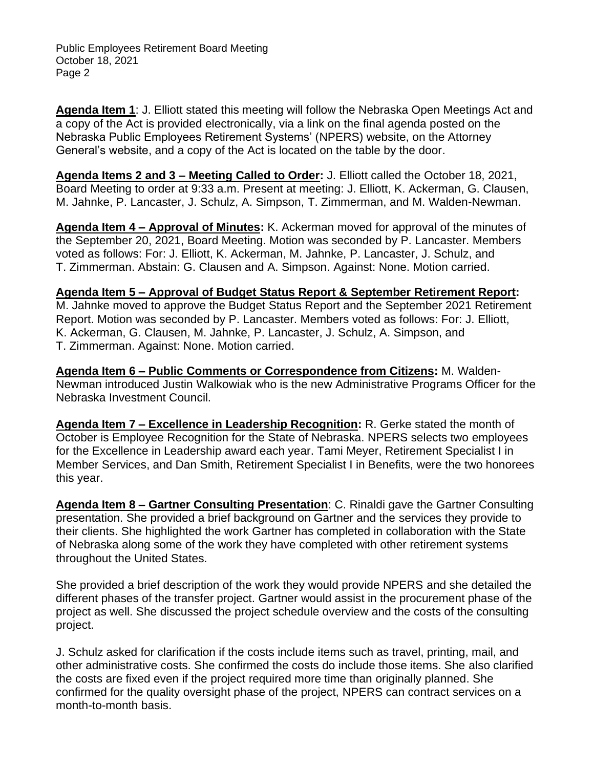**Agenda Item 1**: J. Elliott stated this meeting will follow the Nebraska Open Meetings Act and a copy of the Act is provided electronically, via a link on the final agenda posted on the Nebraska Public Employees Retirement Systems' (NPERS) website, on the Attorney General's website, and a copy of the Act is located on the table by the door.

**Agenda Items 2 and 3 – Meeting Called to Order:** J. Elliott called the October 18, 2021, Board Meeting to order at 9:33 a.m. Present at meeting: J. Elliott, K. Ackerman, G. Clausen, M. Jahnke, P. Lancaster, J. Schulz, A. Simpson, T. Zimmerman, and M. Walden-Newman.

**Agenda Item 4 – Approval of Minutes:** K. Ackerman moved for approval of the minutes of the September 20, 2021, Board Meeting. Motion was seconded by P. Lancaster. Members voted as follows: For: J. Elliott, K. Ackerman, M. Jahnke, P. Lancaster, J. Schulz, and T. Zimmerman. Abstain: G. Clausen and A. Simpson. Against: None. Motion carried.

**Agenda Item 5 – Approval of Budget Status Report & September Retirement Report:** M. Jahnke moved to approve the Budget Status Report and the September 2021 Retirement Report. Motion was seconded by P. Lancaster. Members voted as follows: For: J. Elliott, K. Ackerman, G. Clausen, M. Jahnke, P. Lancaster, J. Schulz, A. Simpson, and T. Zimmerman. Against: None. Motion carried.

**Agenda Item 6 – Public Comments or Correspondence from Citizens:** M. Walden-Newman introduced Justin Walkowiak who is the new Administrative Programs Officer for the Nebraska Investment Council.

**Agenda Item 7 – Excellence in Leadership Recognition:** R. Gerke stated the month of October is Employee Recognition for the State of Nebraska. NPERS selects two employees for the Excellence in Leadership award each year. Tami Meyer, Retirement Specialist I in Member Services, and Dan Smith, Retirement Specialist I in Benefits, were the two honorees this year.

**Agenda Item 8 – Gartner Consulting Presentation**: C. Rinaldi gave the Gartner Consulting presentation. She provided a brief background on Gartner and the services they provide to their clients. She highlighted the work Gartner has completed in collaboration with the State of Nebraska along some of the work they have completed with other retirement systems throughout the United States.

She provided a brief description of the work they would provide NPERS and she detailed the different phases of the transfer project. Gartner would assist in the procurement phase of the project as well. She discussed the project schedule overview and the costs of the consulting project.

J. Schulz asked for clarification if the costs include items such as travel, printing, mail, and other administrative costs. She confirmed the costs do include those items. She also clarified the costs are fixed even if the project required more time than originally planned. She confirmed for the quality oversight phase of the project, NPERS can contract services on a month-to-month basis.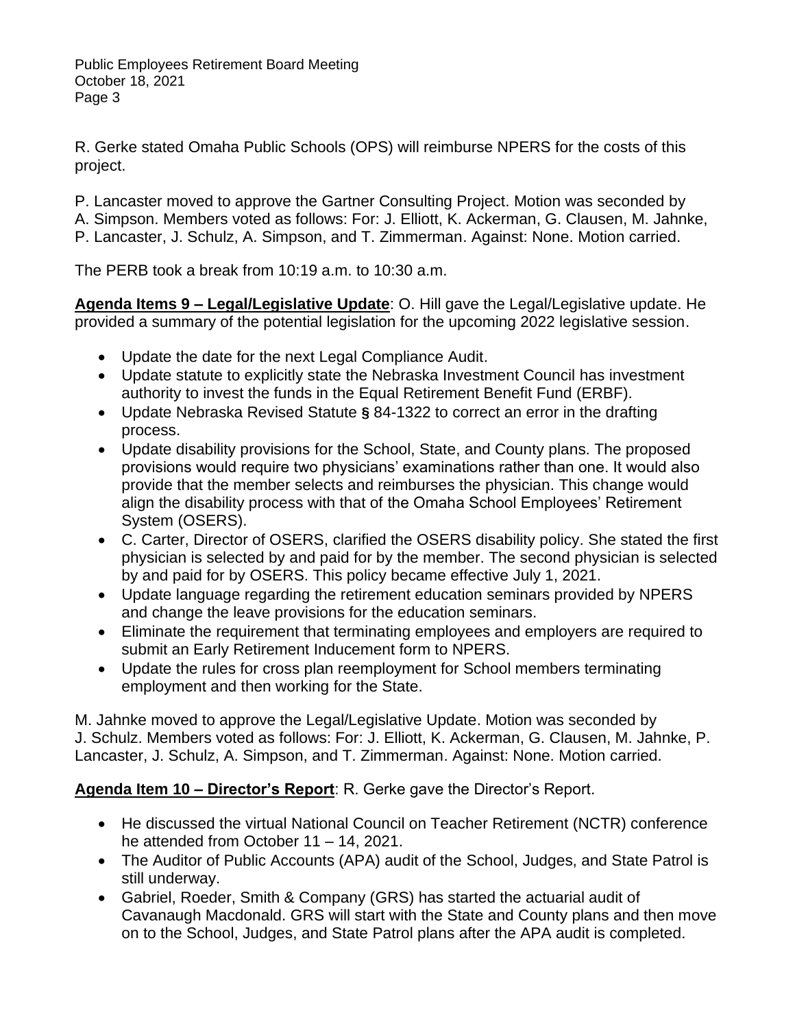R. Gerke stated Omaha Public Schools (OPS) will reimburse NPERS for the costs of this project.

P. Lancaster moved to approve the Gartner Consulting Project. Motion was seconded by A. Simpson. Members voted as follows: For: J. Elliott, K. Ackerman, G. Clausen, M. Jahnke, P. Lancaster, J. Schulz, A. Simpson, and T. Zimmerman. Against: None. Motion carried.

The PERB took a break from 10:19 a.m. to 10:30 a.m.

**Agenda Items 9 – Legal/Legislative Update**: O. Hill gave the Legal/Legislative update. He provided a summary of the potential legislation for the upcoming 2022 legislative session.

- Update the date for the next Legal Compliance Audit.
- Update statute to explicitly state the Nebraska Investment Council has investment authority to invest the funds in the Equal Retirement Benefit Fund (ERBF).
- Update Nebraska Revised Statute **§** 84-1322 to correct an error in the drafting process.
- Update disability provisions for the School, State, and County plans. The proposed provisions would require two physicians' examinations rather than one. It would also provide that the member selects and reimburses the physician. This change would align the disability process with that of the Omaha School Employees' Retirement System (OSERS).
- C. Carter, Director of OSERS, clarified the OSERS disability policy. She stated the first physician is selected by and paid for by the member. The second physician is selected by and paid for by OSERS. This policy became effective July 1, 2021.
- Update language regarding the retirement education seminars provided by NPERS and change the leave provisions for the education seminars.
- Eliminate the requirement that terminating employees and employers are required to submit an Early Retirement Inducement form to NPERS.
- Update the rules for cross plan reemployment for School members terminating employment and then working for the State.

M. Jahnke moved to approve the Legal/Legislative Update. Motion was seconded by J. Schulz. Members voted as follows: For: J. Elliott, K. Ackerman, G. Clausen, M. Jahnke, P. Lancaster, J. Schulz, A. Simpson, and T. Zimmerman. Against: None. Motion carried.

**Agenda Item 10 – Director's Report**: R. Gerke gave the Director's Report.

- He discussed the virtual National Council on Teacher Retirement (NCTR) conference he attended from October 11 – 14, 2021.
- The Auditor of Public Accounts (APA) audit of the School, Judges, and State Patrol is still underway.
- Gabriel, Roeder, Smith & Company (GRS) has started the actuarial audit of Cavanaugh Macdonald. GRS will start with the State and County plans and then move on to the School, Judges, and State Patrol plans after the APA audit is completed.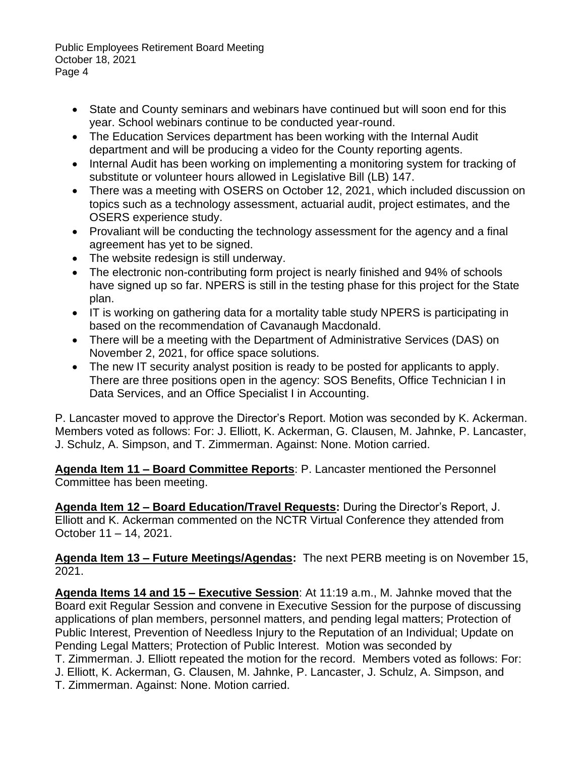- State and County seminars and webinars have continued but will soon end for this year. School webinars continue to be conducted year-round.
- The Education Services department has been working with the Internal Audit department and will be producing a video for the County reporting agents.
- Internal Audit has been working on implementing a monitoring system for tracking of substitute or volunteer hours allowed in Legislative Bill (LB) 147.
- There was a meeting with OSERS on October 12, 2021, which included discussion on topics such as a technology assessment, actuarial audit, project estimates, and the OSERS experience study.
- Provaliant will be conducting the technology assessment for the agency and a final agreement has yet to be signed.
- The website redesign is still underway.
- The electronic non-contributing form project is nearly finished and 94% of schools have signed up so far. NPERS is still in the testing phase for this project for the State plan.
- IT is working on gathering data for a mortality table study NPERS is participating in based on the recommendation of Cavanaugh Macdonald.
- There will be a meeting with the Department of Administrative Services (DAS) on November 2, 2021, for office space solutions.
- The new IT security analyst position is ready to be posted for applicants to apply. There are three positions open in the agency: SOS Benefits, Office Technician I in Data Services, and an Office Specialist I in Accounting.

P. Lancaster moved to approve the Director's Report. Motion was seconded by K. Ackerman. Members voted as follows: For: J. Elliott, K. Ackerman, G. Clausen, M. Jahnke, P. Lancaster, J. Schulz, A. Simpson, and T. Zimmerman. Against: None. Motion carried.

**Agenda Item 11 – Board Committee Reports**: P. Lancaster mentioned the Personnel Committee has been meeting.

**Agenda Item 12 – Board Education/Travel Requests:** During the Director's Report, J. Elliott and K. Ackerman commented on the NCTR Virtual Conference they attended from October 11 – 14, 2021.

**Agenda Item 13 – Future Meetings/Agendas:** The next PERB meeting is on November 15, 2021.

**Agenda Items 14 and 15 – Executive Session**: At 11:19 a.m., M. Jahnke moved that the Board exit Regular Session and convene in Executive Session for the purpose of discussing applications of plan members, personnel matters, and pending legal matters; Protection of Public Interest, Prevention of Needless Injury to the Reputation of an Individual; Update on Pending Legal Matters; Protection of Public Interest. Motion was seconded by T. Zimmerman. J. Elliott repeated the motion for the record. Members voted as follows: For: J. Elliott, K. Ackerman, G. Clausen, M. Jahnke, P. Lancaster, J. Schulz, A. Simpson, and T. Zimmerman. Against: None. Motion carried.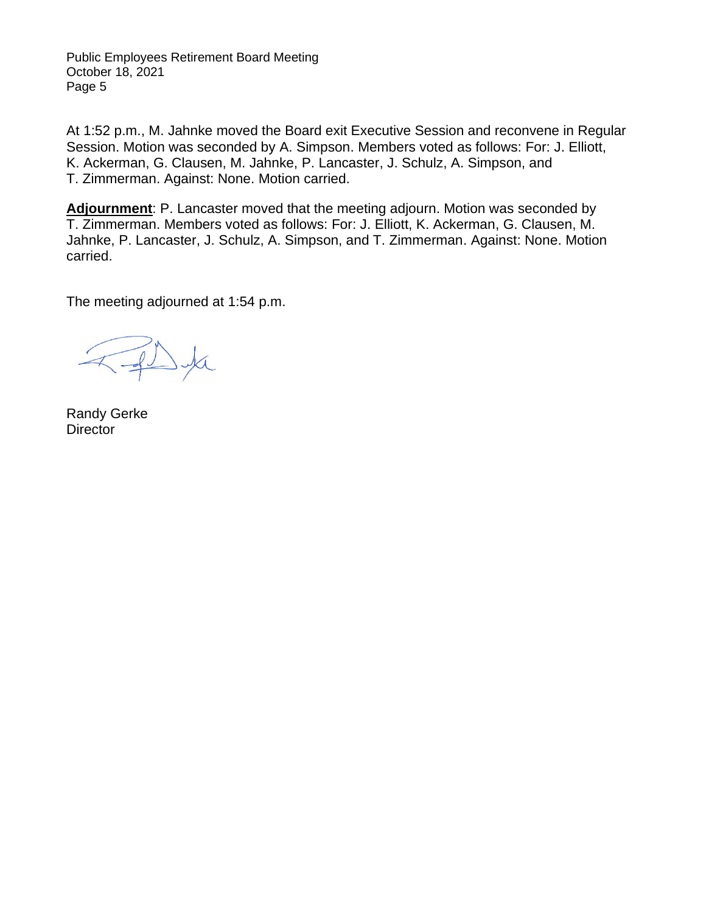At 1:52 p.m., M. Jahnke moved the Board exit Executive Session and reconvene in Regular Session. Motion was seconded by A. Simpson. Members voted as follows: For: J. Elliott, K. Ackerman, G. Clausen, M. Jahnke, P. Lancaster, J. Schulz, A. Simpson, and T. Zimmerman. Against: None. Motion carried.

**Adjournment**: P. Lancaster moved that the meeting adjourn. Motion was seconded by T. Zimmerman. Members voted as follows: For: J. Elliott, K. Ackerman, G. Clausen, M. Jahnke, P. Lancaster, J. Schulz, A. Simpson, and T. Zimmerman. Against: None. Motion carried.

The meeting adjourned at 1:54 p.m.

Randy Gerke
Director